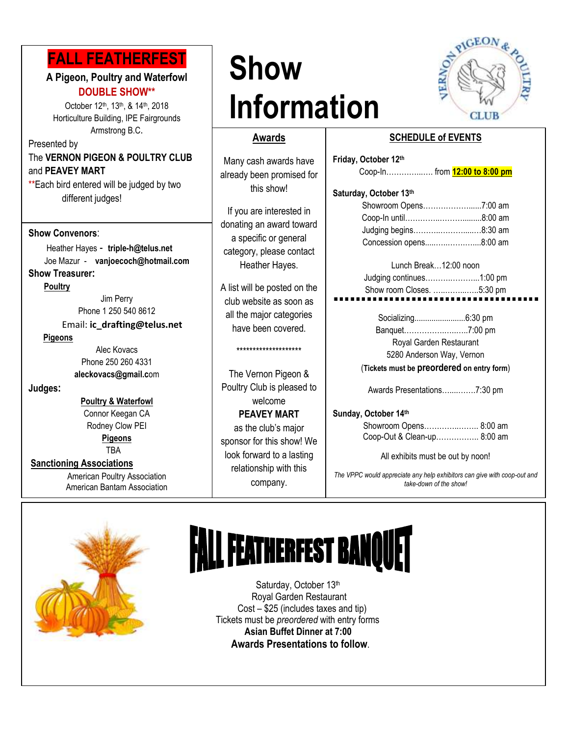# FALL FEATHERFEST

**A Pigeon, Poultry and Waterfowl**

**DOUBLE SHOW****

October 12th, 13th, & 14th, 2018
Horticulture Building, IPE Fairgrounds
Armstrong B.C.

Presented by
The **VERNON PIGEON & POULTRY CLUB** and **PEAVEY MART**

**Each bird entered will be judged by two different judges!

**Show Convenors**:

Heather Hayes - **triple-h@telus.net**
Joe Mazur - **vanjoecoch@hotmail.com**

**Show Treasurer:**

**Poultry**

Jim Perry
Phone 1 250 540 8612
Email: **ic_drafting@telus.net**

**Pigeons**

Alec Kovacs
Phone 250 260 4331
**aleckovacs@gmail.c**om

**Judges:**

**Poultry & Waterfowl**

Connor Keegan CA
Rodney Clow PEI

**Pigeons**

TBA

**Sanctioning Associations**

American Poultry Association
American Bantam Association

# Show Information

VERNON PIGEON & POULTRY CLUB

## Awards

Many cash awards have already been promised for this show!

If you are interested in donating an award toward a specific or general category, please contact Heather Hayes.

A list will be posted on the club website as soon as all the major categories have been covered.

********************

The Vernon Pigeon & Poultry Club is pleased to welcome **PEAVEY MART** as the club's major sponsor for this show! We look forward to a lasting relationship with this company.

## SCHEDULE of EVENTS

**Friday, October 12th**

Coop-In……………… from **12:00 to 8:00 pm**

**Saturday, October 13th**

Showroom Opens…………………7:00 am
Coop-In until…………………….8:00 am
Judging begins……………………8:30 am
Concession opens…………………8:00 am

Lunch Break…12:00 noon
Judging continues…………………1:00 pm
Show room Closes. ……………..5:30 pm

Socializing……………………6:30 pm
Banquet……………………….7:00 pm
Royal Garden Restaurant
5280 Anderson Way, Vernon
(**Tickets must be preordered on entry form**)

Awards Presentations……………7:30 pm

**Sunday, October 14th**

Showroom Opens………………… 8:00 am
Coop-Out & Clean-up……………. 8:00 am

All exhibits must be out by noon!

*The VPPC would appreciate any help exhibitors can give with coop-out and take-down of the show!*

# FALL FEATHERFEST BANQUET

Saturday, October 13th
Royal Garden Restaurant
Cost – $25 (includes taxes and tip)
Tickets must be *preordered* with entry forms
**Asian Buffet Dinner at 7:00**
**Awards Presentations to follow**.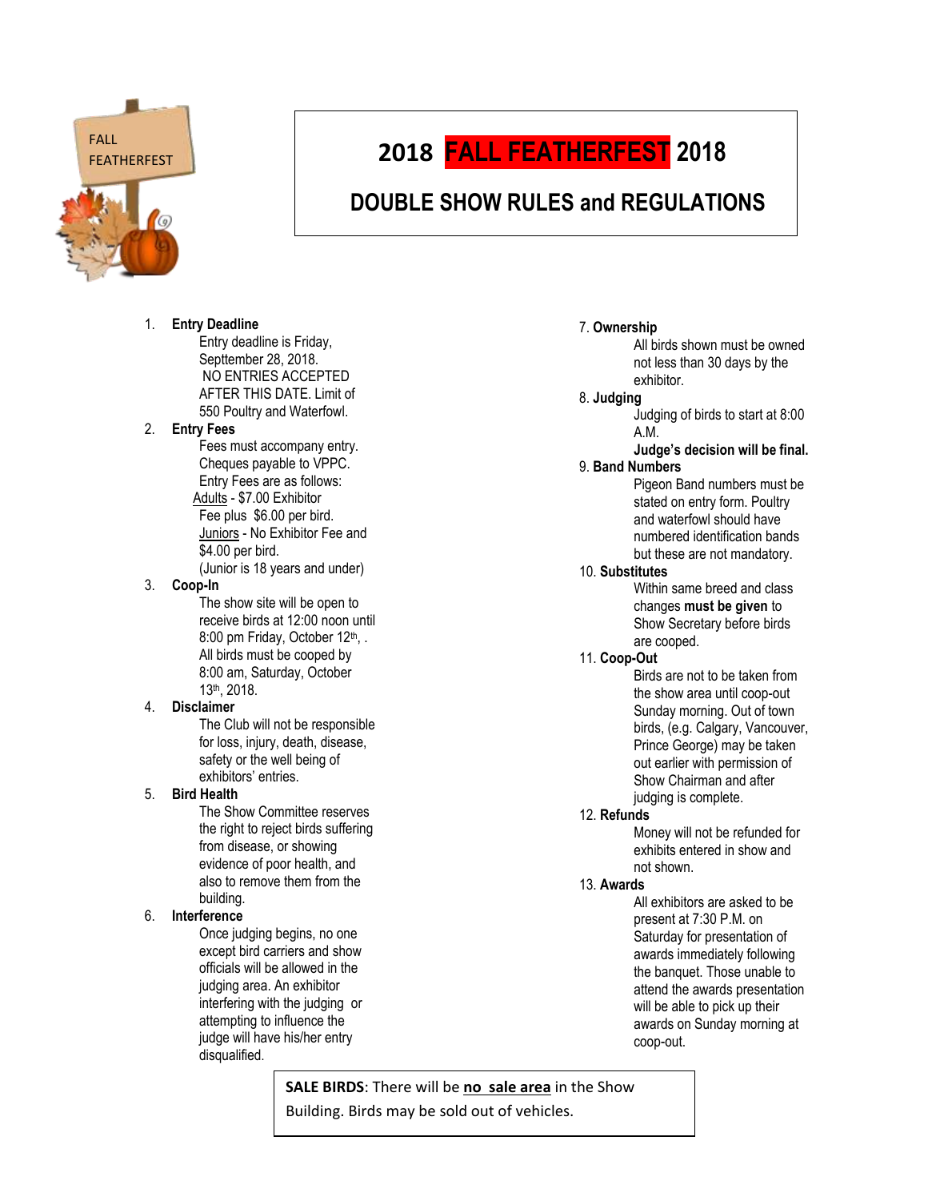FALL FEATHERFEST

# 2018 FALL FEATHERFEST 2018

## DOUBLE SHOW RULES and REGULATIONS

1. **Entry Deadline**
   Entry deadline is Friday, Septtember 28, 2018. NO ENTRIES ACCEPTED AFTER THIS DATE. Limit of 550 Poultry and Waterfowl.
2. **Entry Fees**
   Fees must accompany entry. Cheques payable to VPPC. Entry Fees are as follows:
   Adults - $7.00 Exhibitor Fee plus $6.00 per bird.
   Juniors - No Exhibitor Fee and $4.00 per bird.
   (Junior is 18 years and under)
3. **Coop-In**
   The show site will be open to receive birds at 12:00 noon until 8:00 pm Friday, October 12th, . All birds must be cooped by 8:00 am, Saturday, October 13th, 2018.
4. **Disclaimer**
   The Club will not be responsible for loss, injury, death, disease, safety or the well being of exhibitors' entries.
5. **Bird Health**
   The Show Committee reserves the right to reject birds suffering from disease, or showing evidence of poor health, and also to remove them from the building.
6. **Interference**
   Once judging begins, no one except bird carriers and show officials will be allowed in the judging area. An exhibitor interfering with the judging or attempting to influence the judge will have his/her entry disqualified.
7. **Ownership**
   All birds shown must be owned not less than 30 days by the exhibitor.
8. **Judging**
   Judging of birds to start at 8:00 A.M.
   **Judge's decision will be final.**
9. **Band Numbers**
   Pigeon Band numbers must be stated on entry form. Poultry and waterfowl should have numbered identification bands but these are not mandatory.
10. **Substitutes**
    Within same breed and class changes **must be given** to Show Secretary before birds are cooped.
11. **Coop-Out**
    Birds are not to be taken from the show area until coop-out Sunday morning. Out of town birds, (e.g. Calgary, Vancouver, Prince George) may be taken out earlier with permission of Show Chairman and after judging is complete.
12. **Refunds**
    Money will not be refunded for exhibits entered in show and not shown.
13. **Awards**
    All exhibitors are asked to be present at 7:30 P.M. on Saturday for presentation of awards immediately following the banquet. Those unable to attend the awards presentation will be able to pick up their awards on Sunday morning at coop-out.

**SALE BIRDS**: There will be **no sale area** in the Show Building. Birds may be sold out of vehicles.